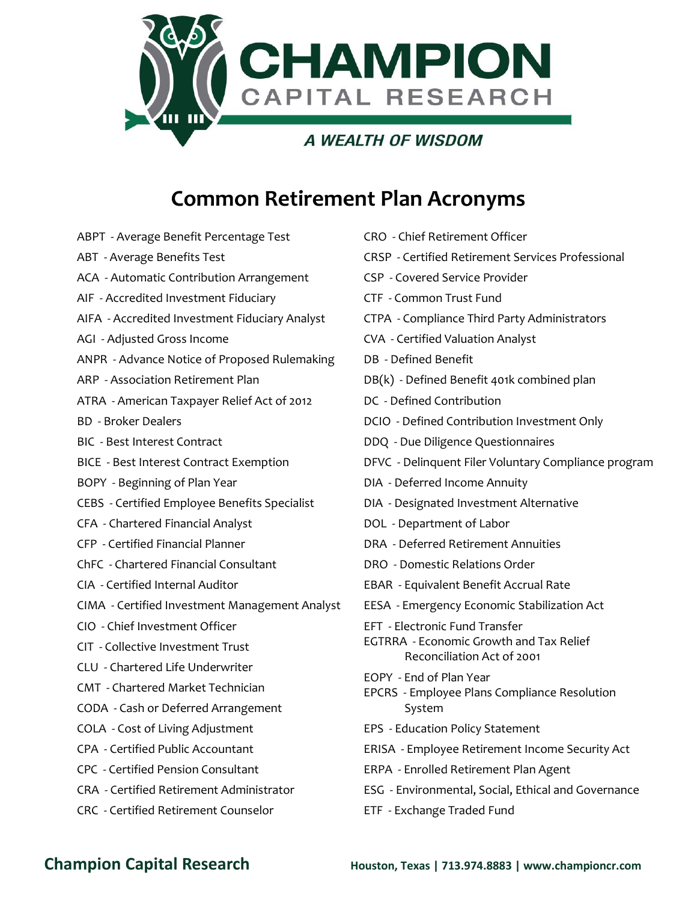# CHAMPION CAPITAL RESEARCH

*A WEALTH OF WISDOM*

## Common Retirement Plan Acronyms

ABPT - Average Benefit Percentage Test
ABT - Average Benefits Test
ACA - Automatic Contribution Arrangement
AIF - Accredited Investment Fiduciary
AIFA - Accredited Investment Fiduciary Analyst
AGI - Adjusted Gross Income
ANPR - Advance Notice of Proposed Rulemaking
ARP - Association Retirement Plan
ATRA - American Taxpayer Relief Act of 2012
BD - Broker Dealers
BIC - Best Interest Contract
BICE - Best Interest Contract Exemption
BOPY - Beginning of Plan Year
CEBS - Certified Employee Benefits Specialist
CFA - Chartered Financial Analyst
CFP - Certified Financial Planner
ChFC - Chartered Financial Consultant
CIA - Certified Internal Auditor
CIMA - Certified Investment Management Analyst
CIO - Chief Investment Officer
CIT - Collective Investment Trust
CLU - Chartered Life Underwriter
CMT - Chartered Market Technician
CODA - Cash or Deferred Arrangement
COLA - Cost of Living Adjustment
CPA - Certified Public Accountant
CPC - Certified Pension Consultant
CRA - Certified Retirement Administrator
CRC - Certified Retirement Counselor
CRO - Chief Retirement Officer
CRSP - Certified Retirement Services Professional
CSP - Covered Service Provider
CTF - Common Trust Fund
CTPA - Compliance Third Party Administrators
CVA - Certified Valuation Analyst
DB - Defined Benefit
DB(k) - Defined Benefit 401k combined plan
DC - Defined Contribution
DCIO - Defined Contribution Investment Only
DDQ - Due Diligence Questionnaires
DFVC - Delinquent Filer Voluntary Compliance program
DIA - Deferred Income Annuity
DIA - Designated Investment Alternative
DOL - Department of Labor
DRA - Deferred Retirement Annuities
DRO - Domestic Relations Order
EBAR - Equivalent Benefit Accrual Rate
EESA - Emergency Economic Stabilization Act
EFT - Electronic Fund Transfer
EGTRRA - Economic Growth and Tax Relief Reconciliation Act of 2001
EOPY - End of Plan Year
EPCRS - Employee Plans Compliance Resolution System
EPS - Education Policy Statement
ERISA - Employee Retirement Income Security Act
ERPA - Enrolled Retirement Plan Agent
ESG - Environmental, Social, Ethical and Governance
ETF - Exchange Traded Fund

**Champion Capital Research** — **Houston, Texas | 713.974.8883 | www.championcr.com**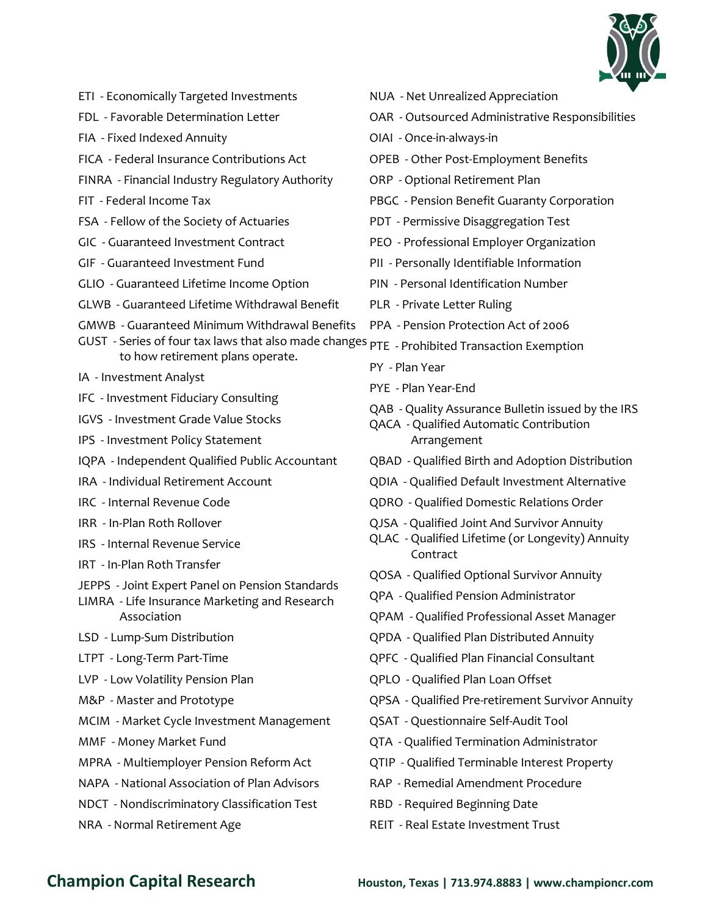ETI - Economically Targeted Investments

FDL - Favorable Determination Letter

FIA - Fixed Indexed Annuity

FICA - Federal Insurance Contributions Act

FINRA - Financial Industry Regulatory Authority

FIT - Federal Income Tax

FSA - Fellow of the Society of Actuaries

GIC - Guaranteed Investment Contract

GIF - Guaranteed Investment Fund

GLIO - Guaranteed Lifetime Income Option

GLWB - Guaranteed Lifetime Withdrawal Benefit

GMWB - Guaranteed Minimum Withdrawal Benefits

GUST - Series of four tax laws that also made changes to how retirement plans operate.

IA - Investment Analyst

IFC - Investment Fiduciary Consulting

IGVS - Investment Grade Value Stocks

IPS - Investment Policy Statement

IQPA - Independent Qualified Public Accountant

IRA - Individual Retirement Account

IRC - Internal Revenue Code

IRR - In-Plan Roth Rollover

IRS - Internal Revenue Service

IRT - In-Plan Roth Transfer

JEPPS - Joint Expert Panel on Pension Standards

LIMRA - Life Insurance Marketing and Research Association

LSD - Lump-Sum Distribution

LTPT - Long-Term Part-Time

LVP - Low Volatility Pension Plan

M&P - Master and Prototype

MCIM - Market Cycle Investment Management

MMF - Money Market Fund

MPRA - Multiemployer Pension Reform Act

NAPA - National Association of Plan Advisors

NDCT - Nondiscriminatory Classification Test

NRA - Normal Retirement Age

NUA - Net Unrealized Appreciation

OAR - Outsourced Administrative Responsibilities

OIAI - Once-in-always-in

OPEB - Other Post-Employment Benefits

ORP - Optional Retirement Plan

PBGC - Pension Benefit Guaranty Corporation

PDT - Permissive Disaggregation Test

PEO - Professional Employer Organization

PII - Personally Identifiable Information

PIN - Personal Identification Number

PLR - Private Letter Ruling

PPA - Pension Protection Act of 2006

PTE - Prohibited Transaction Exemption

PY - Plan Year

PYE - Plan Year-End

QAB - Quality Assurance Bulletin issued by the IRS

QACA - Qualified Automatic Contribution Arrangement

QBAD - Qualified Birth and Adoption Distribution

QDIA - Qualified Default Investment Alternative

QDRO - Qualified Domestic Relations Order

QJSA - Qualified Joint And Survivor Annuity

QLAC - Qualified Lifetime (or Longevity) Annuity Contract

QOSA - Qualified Optional Survivor Annuity

QPA - Qualified Pension Administrator

QPAM - Qualified Professional Asset Manager

QPDA - Qualified Plan Distributed Annuity

QPFC - Qualified Plan Financial Consultant

QPLO - Qualified Plan Loan Offset

QPSA - Qualified Pre-retirement Survivor Annuity

QSAT - Questionnaire Self-Audit Tool

QTA - Qualified Termination Administrator

QTIP - Qualified Terminable Interest Property

RAP - Remedial Amendment Procedure

RBD - Required Beginning Date

REIT - Real Estate Investment Trust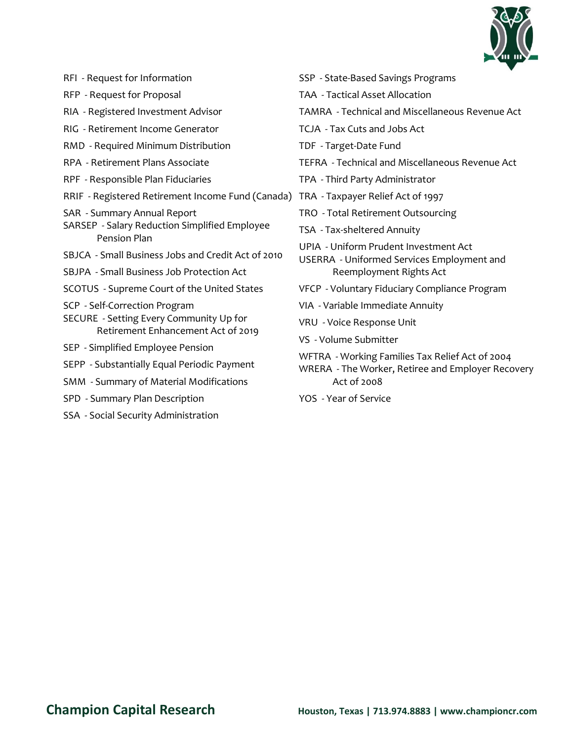RFI - Request for Information

RFP - Request for Proposal

RIA - Registered Investment Advisor

RIG - Retirement Income Generator

RMD - Required Minimum Distribution

RPA - Retirement Plans Associate

RPF - Responsible Plan Fiduciaries

RRIF - Registered Retirement Income Fund (Canada)

SAR - Summary Annual Report

SARSEP - Salary Reduction Simplified Employee Pension Plan

SBJCA - Small Business Jobs and Credit Act of 2010

SBJPA - Small Business Job Protection Act

SCOTUS - Supreme Court of the United States

SCP - Self-Correction Program

SECURE - Setting Every Community Up for Retirement Enhancement Act of 2019

SEP - Simplified Employee Pension

SEPP - Substantially Equal Periodic Payment

SMM - Summary of Material Modifications

SPD - Summary Plan Description

SSA - Social Security Administration

SSP - State-Based Savings Programs

TAA - Tactical Asset Allocation

TAMRA - Technical and Miscellaneous Revenue Act

TCJA - Tax Cuts and Jobs Act

TDF - Target-Date Fund

TEFRA - Technical and Miscellaneous Revenue Act

TPA - Third Party Administrator

TRA - Taxpayer Relief Act of 1997

TRO - Total Retirement Outsourcing

TSA - Tax-sheltered Annuity

UPIA - Uniform Prudent Investment Act

USERRA - Uniformed Services Employment and Reemployment Rights Act

VFCP - Voluntary Fiduciary Compliance Program

VIA - Variable Immediate Annuity

VRU - Voice Response Unit

VS - Volume Submitter

WFTRA - Working Families Tax Relief Act of 2004

WRERA - The Worker, Retiree and Employer Recovery Act of 2008

YOS - Year of Service